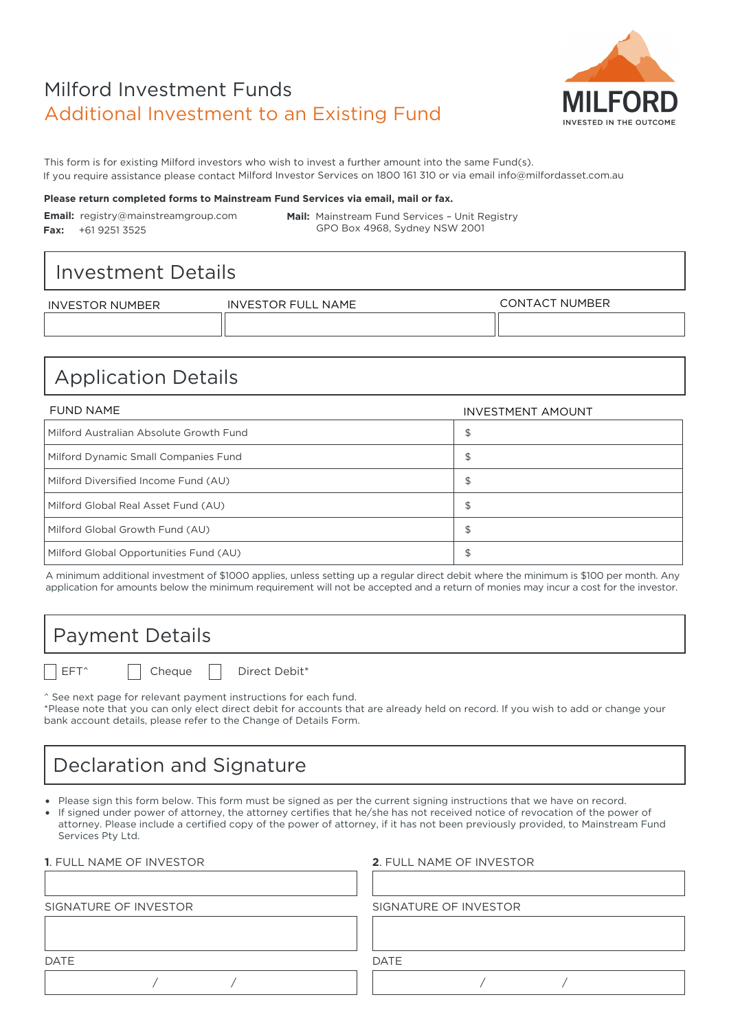# Milford Investment Funds

## Additional Investment to an Existing Fund

MILFORD
INVESTED IN THE OUTCOME

This form is for existing Milford investors who wish to invest a further amount into the same Fund(s).
If you require assistance please contact Milford Investor Services on 1800 161 310 or via email info@milfordasset.com.au

**Please return completed forms to Mainstream Fund Services via email, mail or fax.**

**Email:** registry@mainstreamgroup.com
**Fax:** +61 9251 3525

**Mail:** Mainstream Fund Services – Unit Registry
GPO Box 4968, Sydney NSW 2001

## Investment Details

| INVESTOR NUMBER | INVESTOR FULL NAME | CONTACT NUMBER |
|---|---|---|
| | | |

## Application Details

| FUND NAME | INVESTMENT AMOUNT |
|---|---|
| Milford Australian Absolute Growth Fund | $ |
| Milford Dynamic Small Companies Fund | $ |
| Milford Diversified Income Fund (AU) | $ |
| Milford Global Real Asset Fund (AU) | $ |
| Milford Global Growth Fund (AU) | $ |
| Milford Global Opportunities Fund (AU) | $ |

A minimum additional investment of $1000 applies, unless setting up a regular direct debit where the minimum is $100 per month. Any application for amounts below the minimum requirement will not be accepted and a return of monies may incur a cost for the investor.

## Payment Details

☐ EFT^ ☐ Cheque ☐ Direct Debit*

^ See next page for relevant payment instructions for each fund.
*Please note that you can only elect direct debit for accounts that are already held on record. If you wish to add or change your bank account details, please refer to the Change of Details Form.

## Declaration and Signature

- Please sign this form below. This form must be signed as per the current signing instructions that we have on record.
- If signed under power of attorney, the attorney certifies that he/she has not received notice of revocation of the power of attorney. Please include a certified copy of the power of attorney, if it has not been previously provided, to Mainstream Fund Services Pty Ltd.

| 1. FULL NAME OF INVESTOR | 2. FULL NAME OF INVESTOR |
|---|---|
| | |
| SIGNATURE OF INVESTOR | SIGNATURE OF INVESTOR |
| | |
| DATE | DATE |
| / / | / / |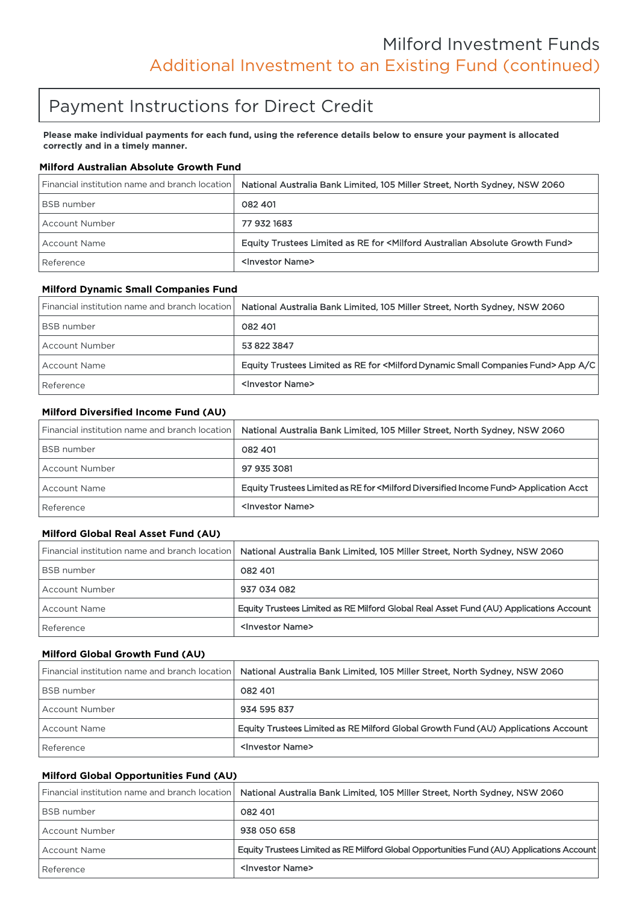# Milford Investment Funds

## Additional Investment to an Existing Fund (continued)

## Payment Instructions for Direct Credit

**Please make individual payments for each fund, using the reference details below to ensure your payment is allocated correctly and in a timely manner.**

### Milford Australian Absolute Growth Fund

| | |
|---|---|
| Financial institution name and branch location | National Australia Bank Limited, 105 Miller Street, North Sydney, NSW 2060 |
| BSB number | 082 401 |
| Account Number | 77 932 1683 |
| Account Name | Equity Trustees Limited as RE for <Milford Australian Absolute Growth Fund> |
| Reference | <Investor Name> |

### Milford Dynamic Small Companies Fund

| | |
|---|---|
| Financial institution name and branch location | National Australia Bank Limited, 105 Miller Street, North Sydney, NSW 2060 |
| BSB number | 082 401 |
| Account Number | 53 822 3847 |
| Account Name | Equity Trustees Limited as RE for <Milford Dynamic Small Companies Fund> App A/C |
| Reference | <Investor Name> |

### Milford Diversified Income Fund (AU)

| | |
|---|---|
| Financial institution name and branch location | National Australia Bank Limited, 105 Miller Street, North Sydney, NSW 2060 |
| BSB number | 082 401 |
| Account Number | 97 935 3081 |
| Account Name | Equity Trustees Limited as RE for <Milford Diversified Income Fund> Application Acct |
| Reference | <Investor Name> |

### Milford Global Real Asset Fund (AU)

| | |
|---|---|
| Financial institution name and branch location | National Australia Bank Limited, 105 Miller Street, North Sydney, NSW 2060 |
| BSB number | 082 401 |
| Account Number | 937 034 082 |
| Account Name | Equity Trustees Limited as RE Milford Global Real Asset Fund (AU) Applications Account |
| Reference | <Investor Name> |

### Milford Global Growth Fund (AU)

| | |
|---|---|
| Financial institution name and branch location | National Australia Bank Limited, 105 Miller Street, North Sydney, NSW 2060 |
| BSB number | 082 401 |
| Account Number | 934 595 837 |
| Account Name | Equity Trustees Limited as RE Milford Global Growth Fund (AU) Applications Account |
| Reference | <Investor Name> |

### Milford Global Opportunities Fund (AU)

| | |
|---|---|
| Financial institution name and branch location | National Australia Bank Limited, 105 Miller Street, North Sydney, NSW 2060 |
| BSB number | 082 401 |
| Account Number | 938 050 658 |
| Account Name | Equity Trustees Limited as RE Milford Global Opportunities Fund (AU) Applications Account |
| Reference | <Investor Name> |